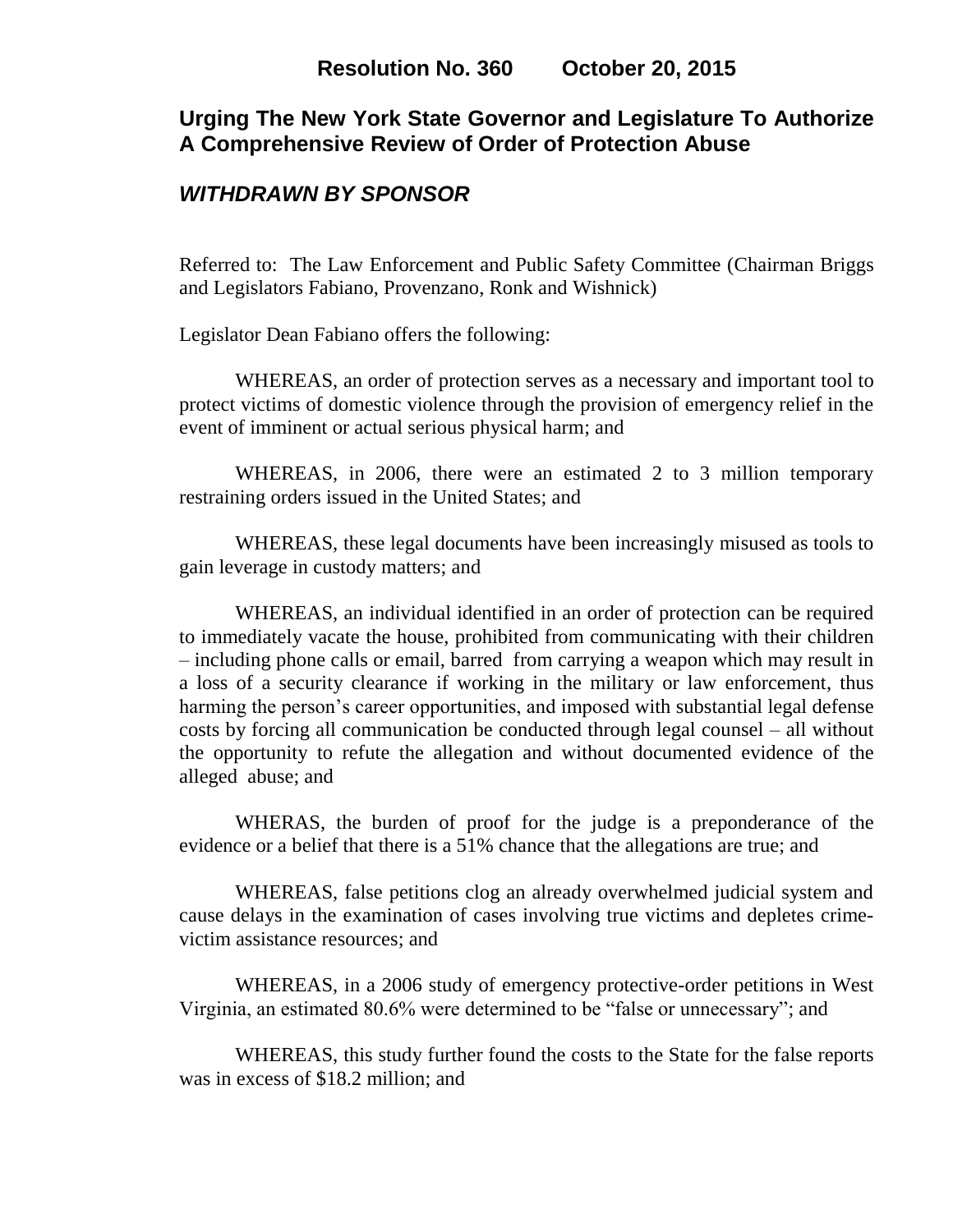**Resolution No. 360        October 20, 2015**

## Urging The New York State Governor and Legislature To Authorize A Comprehensive Review of Order of Protection Abuse

***WITHDRAWN BY SPONSOR***

Referred to: The Law Enforcement and Public Safety Committee (Chairman Briggs and Legislators Fabiano, Provenzano, Ronk and Wishnick)

Legislator Dean Fabiano offers the following:

WHEREAS, an order of protection serves as a necessary and important tool to protect victims of domestic violence through the provision of emergency relief in the event of imminent or actual serious physical harm; and

WHEREAS, in 2006, there were an estimated 2 to 3 million temporary restraining orders issued in the United States; and

WHEREAS, these legal documents have been increasingly misused as tools to gain leverage in custody matters; and

WHEREAS, an individual identified in an order of protection can be required to immediately vacate the house, prohibited from communicating with their children – including phone calls or email, barred from carrying a weapon which may result in a loss of a security clearance if working in the military or law enforcement, thus harming the person's career opportunities, and imposed with substantial legal defense costs by forcing all communication be conducted through legal counsel – all without the opportunity to refute the allegation and without documented evidence of the alleged abuse; and

WHERAS, the burden of proof for the judge is a preponderance of the evidence or a belief that there is a 51% chance that the allegations are true; and

WHEREAS, false petitions clog an already overwhelmed judicial system and cause delays in the examination of cases involving true victims and depletes crime-victim assistance resources; and

WHEREAS, in a 2006 study of emergency protective-order petitions in West Virginia, an estimated 80.6% were determined to be "false or unnecessary"; and

WHEREAS, this study further found the costs to the State for the false reports was in excess of $18.2 million; and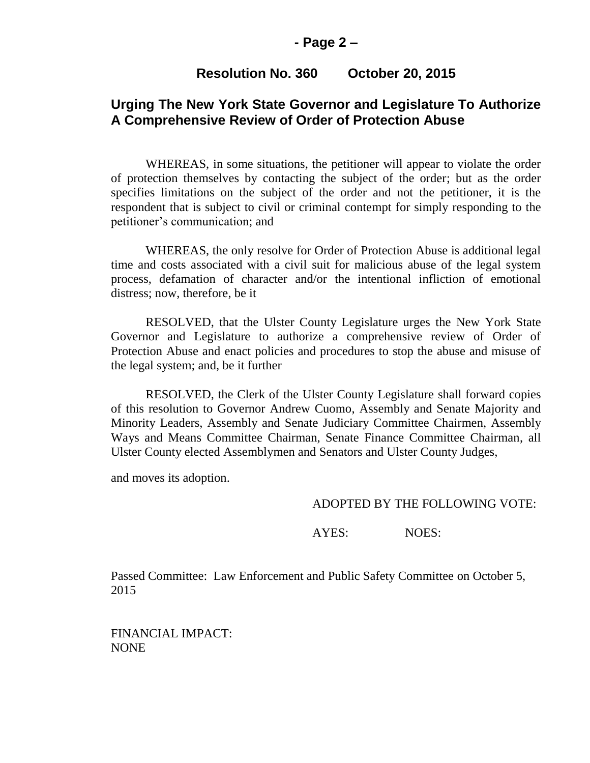**Resolution No. 360 October 20, 2015**

## Urging The New York State Governor and Legislature To Authorize A Comprehensive Review of Order of Protection Abuse

WHEREAS, in some situations, the petitioner will appear to violate the order of protection themselves by contacting the subject of the order; but as the order specifies limitations on the subject of the order and not the petitioner, it is the respondent that is subject to civil or criminal contempt for simply responding to the petitioner's communication; and

WHEREAS, the only resolve for Order of Protection Abuse is additional legal time and costs associated with a civil suit for malicious abuse of the legal system process, defamation of character and/or the intentional infliction of emotional distress; now, therefore, be it

RESOLVED, that the Ulster County Legislature urges the New York State Governor and Legislature to authorize a comprehensive review of Order of Protection Abuse and enact policies and procedures to stop the abuse and misuse of the legal system; and, be it further

RESOLVED, the Clerk of the Ulster County Legislature shall forward copies of this resolution to Governor Andrew Cuomo, Assembly and Senate Majority and Minority Leaders, Assembly and Senate Judiciary Committee Chairmen, Assembly Ways and Means Committee Chairman, Senate Finance Committee Chairman, all Ulster County elected Assemblymen and Senators and Ulster County Judges,

and moves its adoption.

ADOPTED BY THE FOLLOWING VOTE:

AYES: NOES:

Passed Committee: Law Enforcement and Public Safety Committee on October 5, 2015

FINANCIAL IMPACT:
NONE